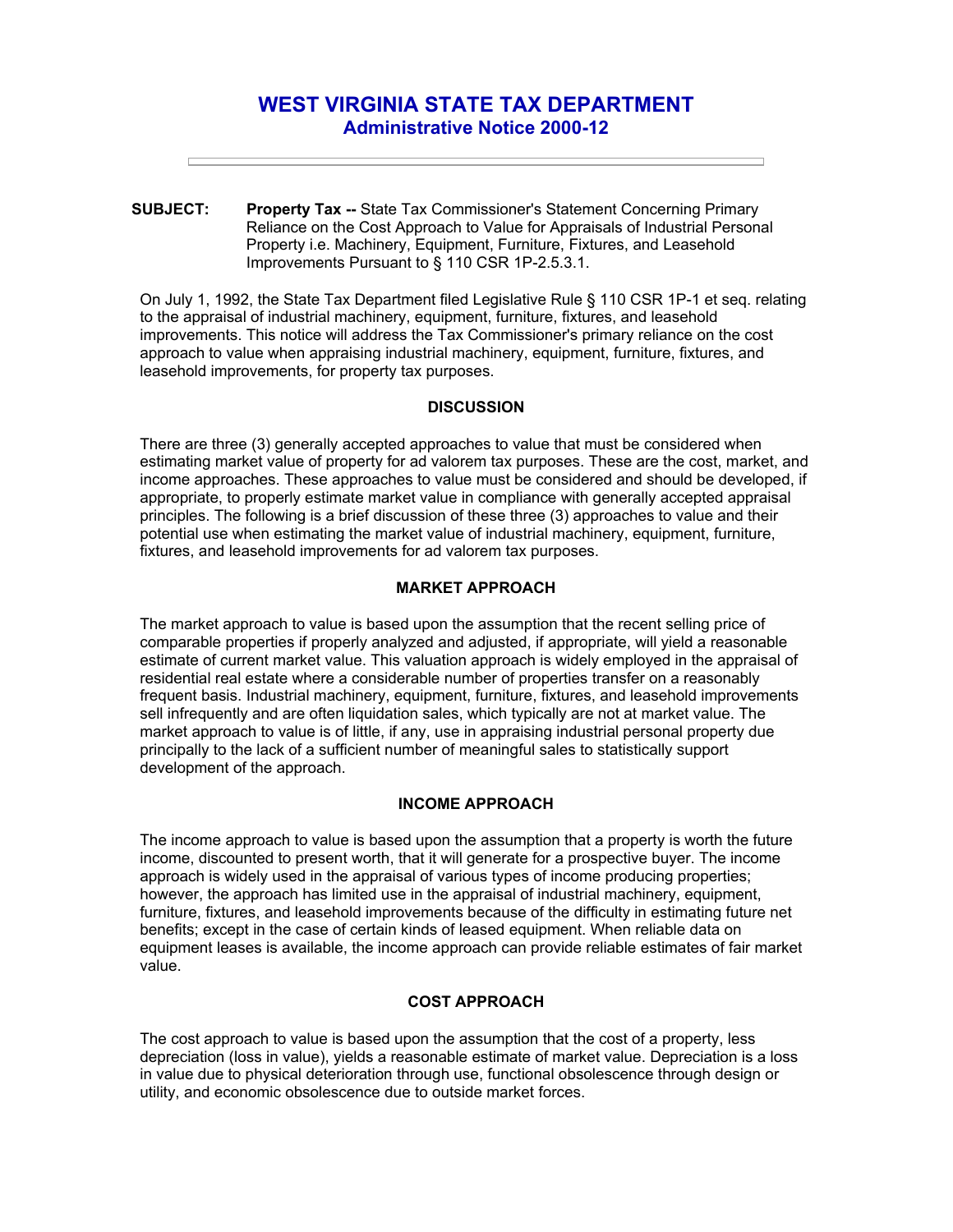# WEST VIRGINIA STATE TAX DEPARTMENT
## Administrative Notice 2000-12

**SUBJECT:** **Property Tax --** State Tax Commissioner's Statement Concerning Primary Reliance on the Cost Approach to Value for Appraisals of Industrial Personal Property i.e. Machinery, Equipment, Furniture, Fixtures, and Leasehold Improvements Pursuant to § 110 CSR 1P-2.5.3.1.

On July 1, 1992, the State Tax Department filed Legislative Rule § 110 CSR 1P-1 et seq. relating to the appraisal of industrial machinery, equipment, furniture, fixtures, and leasehold improvements. This notice will address the Tax Commissioner's primary reliance on the cost approach to value when appraising industrial machinery, equipment, furniture, fixtures, and leasehold improvements, for property tax purposes.

### DISCUSSION

There are three (3) generally accepted approaches to value that must be considered when estimating market value of property for ad valorem tax purposes. These are the cost, market, and income approaches. These approaches to value must be considered and should be developed, if appropriate, to properly estimate market value in compliance with generally accepted appraisal principles. The following is a brief discussion of these three (3) approaches to value and their potential use when estimating the market value of industrial machinery, equipment, furniture, fixtures, and leasehold improvements for ad valorem tax purposes.

### MARKET APPROACH

The market approach to value is based upon the assumption that the recent selling price of comparable properties if properly analyzed and adjusted, if appropriate, will yield a reasonable estimate of current market value. This valuation approach is widely employed in the appraisal of residential real estate where a considerable number of properties transfer on a reasonably frequent basis. Industrial machinery, equipment, furniture, fixtures, and leasehold improvements sell infrequently and are often liquidation sales, which typically are not at market value. The market approach to value is of little, if any, use in appraising industrial personal property due principally to the lack of a sufficient number of meaningful sales to statistically support development of the approach.

### INCOME APPROACH

The income approach to value is based upon the assumption that a property is worth the future income, discounted to present worth, that it will generate for a prospective buyer. The income approach is widely used in the appraisal of various types of income producing properties; however, the approach has limited use in the appraisal of industrial machinery, equipment, furniture, fixtures, and leasehold improvements because of the difficulty in estimating future net benefits; except in the case of certain kinds of leased equipment. When reliable data on equipment leases is available, the income approach can provide reliable estimates of fair market value.

### COST APPROACH

The cost approach to value is based upon the assumption that the cost of a property, less depreciation (loss in value), yields a reasonable estimate of market value. Depreciation is a loss in value due to physical deterioration through use, functional obsolescence through design or utility, and economic obsolescence due to outside market forces.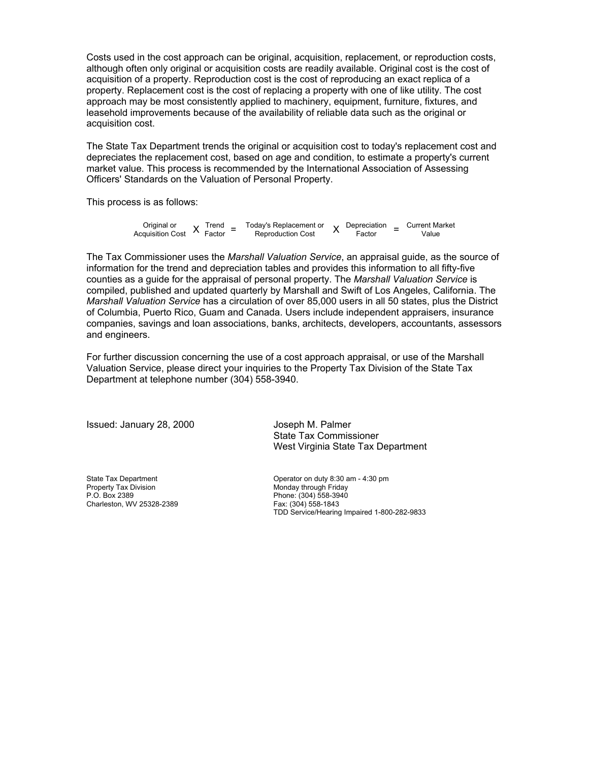Costs used in the cost approach can be original, acquisition, replacement, or reproduction costs, although often only original or acquisition costs are readily available. Original cost is the cost of acquisition of a property. Reproduction cost is the cost of reproducing an exact replica of a property. Replacement cost is the cost of replacing a property with one of like utility. The cost approach may be most consistently applied to machinery, equipment, furniture, fixtures, and leasehold improvements because of the availability of reliable data such as the original or acquisition cost.

The State Tax Department trends the original or acquisition cost to today's replacement cost and depreciates the replacement cost, based on age and condition, to estimate a property's current market value. This process is recommended by the International Association of Assessing Officers' Standards on the Valuation of Personal Property.

This process is as follows:

$$\text{Original or Acquisition Cost} \times \text{Trend Factor} = \text{Today's Replacement or Reproduction Cost} \times \text{Depreciation Factor} = \text{Current Market Value}$$

The Tax Commissioner uses the *Marshall Valuation Service*, an appraisal guide, as the source of information for the trend and depreciation tables and provides this information to all fifty-five counties as a guide for the appraisal of personal property. The *Marshall Valuation Service* is compiled, published and updated quarterly by Marshall and Swift of Los Angeles, California. The *Marshall Valuation Service* has a circulation of over 85,000 users in all 50 states, plus the District of Columbia, Puerto Rico, Guam and Canada. Users include independent appraisers, insurance companies, savings and loan associations, banks, architects, developers, accountants, assessors and engineers.

For further discussion concerning the use of a cost approach appraisal, or use of the Marshall Valuation Service, please direct your inquiries to the Property Tax Division of the State Tax Department at telephone number (304) 558-3940.

Issued: January 28, 2000

Joseph M. Palmer
State Tax Commissioner
West Virginia State Tax Department

State Tax Department
Property Tax Division
P.O. Box 2389
Charleston, WV 25328-2389

Operator on duty 8:30 am - 4:30 pm
Monday through Friday
Phone: (304) 558-3940
Fax: (304) 558-1843
TDD Service/Hearing Impaired 1-800-282-9833